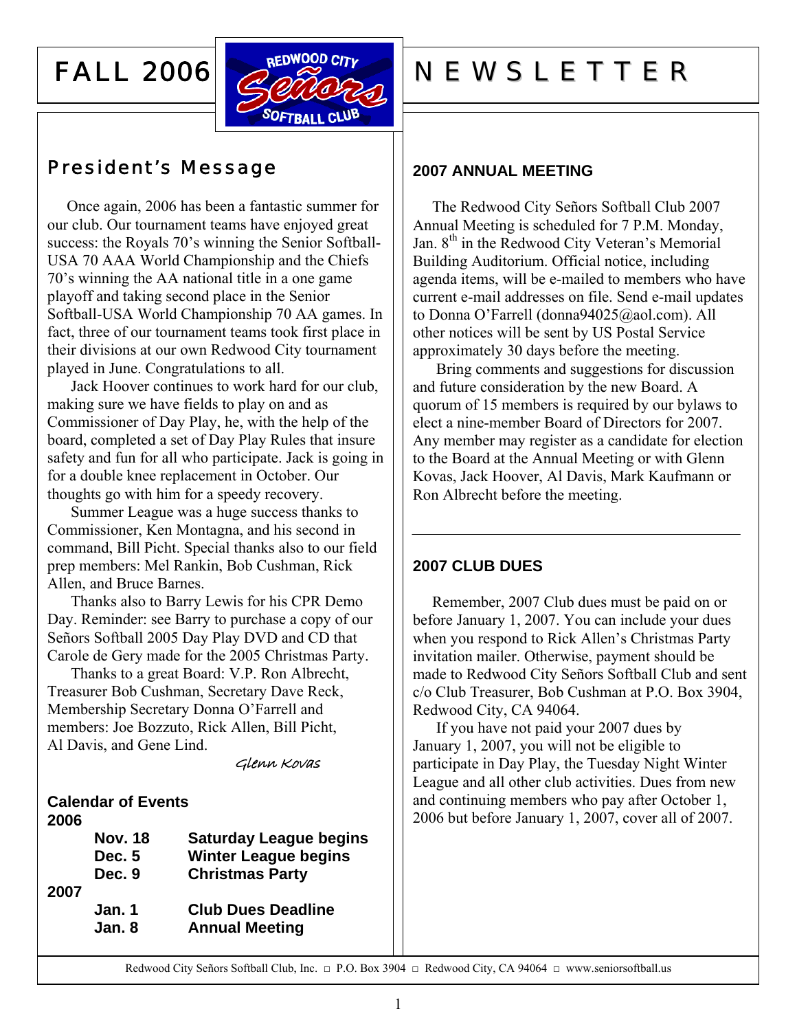# FALL 2006 NEWSLETTER

## President's Message

Once again, 2006 has been a fantastic summer for our club. Our tournament teams have enjoyed great success: the Royals 70's winning the Senior Softball-USA 70 AAA World Championship and the Chiefs 70's winning the AA national title in a one game playoff and taking second place in the Senior Softball-USA World Championship 70 AA games. In fact, three of our tournament teams took first place in their divisions at our own Redwood City tournament played in June. Congratulations to all.

Jack Hoover continues to work hard for our club, making sure we have fields to play on and as Commissioner of Day Play, he, with the help of the board, completed a set of Day Play Rules that insure safety and fun for all who participate. Jack is going in for a double knee replacement in October. Our thoughts go with him for a speedy recovery.

Summer League was a huge success thanks to Commissioner, Ken Montagna, and his second in command, Bill Picht. Special thanks also to our field prep members: Mel Rankin, Bob Cushman, Rick Allen, and Bruce Barnes.

Thanks also to Barry Lewis for his CPR Demo Day. Reminder: see Barry to purchase a copy of our Señors Softball 2005 Day Play DVD and CD that Carole de Gery made for the 2005 Christmas Party.

Thanks to a great Board: V.P. Ron Albrecht, Treasurer Bob Cushman, Secretary Dave Reck, Membership Secretary Donna O'Farrell and members: Joe Bozzuto, Rick Allen, Bill Picht, Al Davis, and Gene Lind.

*Glenn Kovas*

### Calendar of Events

**2006**

| | |
|---|---|
| **Nov. 18** | **Saturday League begins** |
| **Dec. 5** | **Winter League begins** |
| **Dec. 9** | **Christmas Party** |

**2007**

| | |
|---|---|
| **Jan. 1** | **Club Dues Deadline** |
| **Jan. 8** | **Annual Meeting** |

## 2007 ANNUAL MEETING

The Redwood City Señors Softball Club 2007 Annual Meeting is scheduled for 7 P.M. Monday, Jan. 8th in the Redwood City Veteran's Memorial Building Auditorium. Official notice, including agenda items, will be e-mailed to members who have current e-mail addresses on file. Send e-mail updates to Donna O'Farrell (donna94025@aol.com). All other notices will be sent by US Postal Service approximately 30 days before the meeting.

Bring comments and suggestions for discussion and future consideration by the new Board. A quorum of 15 members is required by our bylaws to elect a nine-member Board of Directors for 2007. Any member may register as a candidate for election to the Board at the Annual Meeting or with Glenn Kovas, Jack Hoover, Al Davis, Mark Kaufmann or Ron Albrecht before the meeting.

---

## 2007 CLUB DUES

Remember, 2007 Club dues must be paid on or before January 1, 2007. You can include your dues when you respond to Rick Allen's Christmas Party invitation mailer. Otherwise, payment should be made to Redwood City Señors Softball Club and sent c/o Club Treasurer, Bob Cushman at P.O. Box 3904, Redwood City, CA 94064.

If you have not paid your 2007 dues by January 1, 2007, you will not be eligible to participate in Day Play, the Tuesday Night Winter League and all other club activities. Dues from new and continuing members who pay after October 1, 2006 but before January 1, 2007, cover all of 2007.

Redwood City Señors Softball Club, Inc. □ P.O. Box 3904 □ Redwood City, CA 94064 □ www.seniorsoftball.us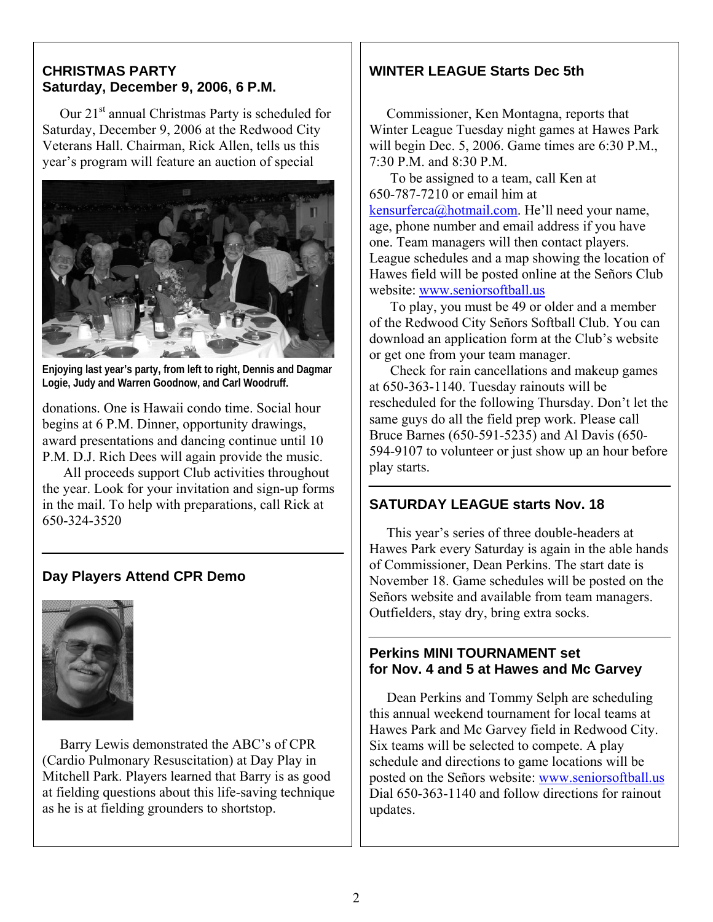## CHRISTMAS PARTY
## Saturday, December 9, 2006, 6 P.M.

Our 21st annual Christmas Party is scheduled for Saturday, December 9, 2006 at the Redwood City Veterans Hall. Chairman, Rick Allen, tells us this year's program will feature an auction of special donations. One is Hawaii condo time. Social hour begins at 6 P.M. Dinner, opportunity drawings, award presentations and dancing continue until 10 P.M. D.J. Rich Dees will again provide the music.

All proceeds support Club activities throughout the year. Look for your invitation and sign-up forms in the mail. To help with preparations, call Rick at 650-324-3520

**Enjoying last year's party, from left to right, Dennis and Dagmar Logie, Judy and Warren Goodnow, and Carl Woodruff.**

---

## Day Players Attend CPR Demo

Barry Lewis demonstrated the ABC's of CPR (Cardio Pulmonary Resuscitation) at Day Play in Mitchell Park. Players learned that Barry is as good at fielding questions about this life-saving technique as he is at fielding grounders to shortstop.

---

## WINTER LEAGUE Starts Dec 5th

Commissioner, Ken Montagna, reports that Winter League Tuesday night games at Hawes Park will begin Dec. 5, 2006. Game times are 6:30 P.M., 7:30 P.M. and 8:30 P.M.

To be assigned to a team, call Ken at 650-787-7210 or email him at kensurferca@hotmail.com. He'll need your name, age, phone number and email address if you have one. Team managers will then contact players. League schedules and a map showing the location of Hawes field will be posted online at the Señors Club website: www.seniorsoftball.us

To play, you must be 49 or older and a member of the Redwood City Señors Softball Club. You can download an application form at the Club's website or get one from your team manager.

Check for rain cancellations and makeup games at 650-363-1140. Tuesday rainouts will be rescheduled for the following Thursday. Don't let the same guys do all the field prep work. Please call Bruce Barnes (650-591-5235) and Al Davis (650-594-9107 to volunteer or just show up an hour before play starts.

---

## SATURDAY LEAGUE starts Nov. 18

This year's series of three double-headers at Hawes Park every Saturday is again in the able hands of Commissioner, Dean Perkins. The start date is November 18. Game schedules will be posted on the Señors website and available from team managers. Outfielders, stay dry, bring extra socks.

---

## Perkins MINI TOURNAMENT set for Nov. 4 and 5 at Hawes and Mc Garvey

Dean Perkins and Tommy Selph are scheduling this annual weekend tournament for local teams at Hawes Park and Mc Garvey field in Redwood City. Six teams will be selected to compete. A play schedule and directions to game locations will be posted on the Señors website: www.seniorsoftball.us Dial 650-363-1140 and follow directions for rainout updates.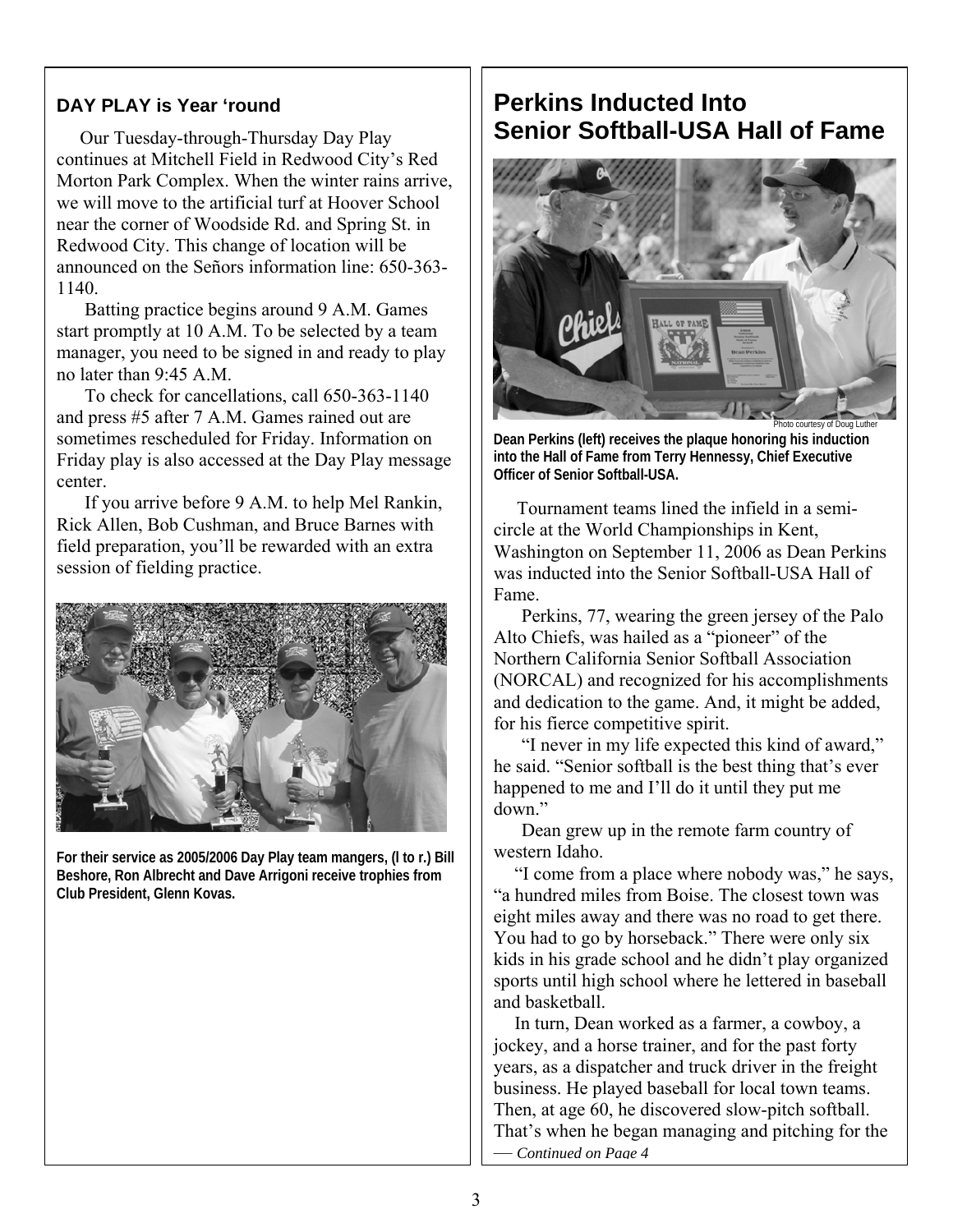## DAY PLAY is Year 'round

Our Tuesday-through-Thursday Day Play continues at Mitchell Field in Redwood City's Red Morton Park Complex. When the winter rains arrive, we will move to the artificial turf at Hoover School near the corner of Woodside Rd. and Spring St. in Redwood City. This change of location will be announced on the Señors information line: 650-363-1140.

Batting practice begins around 9 A.M. Games start promptly at 10 A.M. To be selected by a team manager, you need to be signed in and ready to play no later than 9:45 A.M.

To check for cancellations, call 650-363-1140 and press #5 after 7 A.M. Games rained out are sometimes rescheduled for Friday. Information on Friday play is also accessed at the Day Play message center.

If you arrive before 9 A.M. to help Mel Rankin, Rick Allen, Bob Cushman, and Bruce Barnes with field preparation, you'll be rewarded with an extra session of fielding practice.

**For their service as 2005/2006 Day Play team mangers, (l to r.) Bill Beshore, Ron Albrecht and Dave Arrigoni receive trophies from Club President, Glenn Kovas.**

# Perkins Inducted Into Senior Softball-USA Hall of Fame

Photo courtesy of Doug Luther

**Dean Perkins (left) receives the plaque honoring his induction into the Hall of Fame from Terry Hennessy, Chief Executive Officer of Senior Softball-USA.**

Tournament teams lined the infield in a semi-circle at the World Championships in Kent, Washington on September 11, 2006 as Dean Perkins was inducted into the Senior Softball-USA Hall of Fame.

Perkins, 77, wearing the green jersey of the Palo Alto Chiefs, was hailed as a "pioneer" of the Northern California Senior Softball Association (NORCAL) and recognized for his accomplishments and dedication to the game. And, it might be added, for his fierce competitive spirit.

"I never in my life expected this kind of award," he said. "Senior softball is the best thing that's ever happened to me and I'll do it until they put me down."

Dean grew up in the remote farm country of western Idaho.

"I come from a place where nobody was," he says, "a hundred miles from Boise. The closest town was eight miles away and there was no road to get there. You had to go by horseback." There were only six kids in his grade school and he didn't play organized sports until high school where he lettered in baseball and basketball.

In turn, Dean worked as a farmer, a cowboy, a jockey, and a horse trainer, and for the past forty years, as a dispatcher and truck driver in the freight business. He played baseball for local town teams. Then, at age 60, he discovered slow-pitch softball. That's when he began managing and pitching for the

— *Continued on Page 4*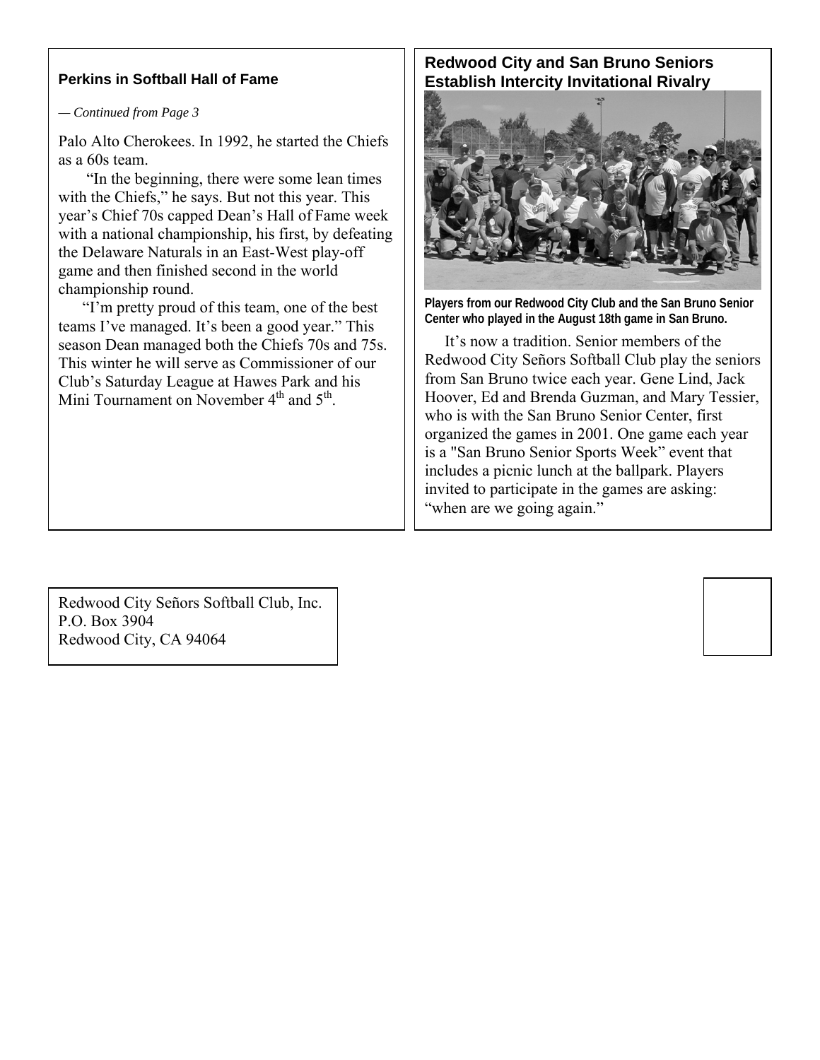## Perkins in Softball Hall of Fame

*— Continued from Page 3*

Palo Alto Cherokees. In 1992, he started the Chiefs as a 60s team.

"In the beginning, there were some lean times with the Chiefs," he says. But not this year. This year's Chief 70s capped Dean's Hall of Fame week with a national championship, his first, by defeating the Delaware Naturals in an East-West play-off game and then finished second in the world championship round.

"I'm pretty proud of this team, one of the best teams I've managed. It's been a good year." This season Dean managed both the Chiefs 70s and 75s. This winter he will serve as Commissioner of our Club's Saturday League at Hawes Park and his Mini Tournament on November 4th and 5th.

## Redwood City and San Bruno Seniors Establish Intercity Invitational Rivalry

**Players from our Redwood City Club and the San Bruno Senior Center who played in the August 18th game in San Bruno.**

It's now a tradition. Senior members of the Redwood City Señors Softball Club play the seniors from San Bruno twice each year. Gene Lind, Jack Hoover, Ed and Brenda Guzman, and Mary Tessier, who is with the San Bruno Senior Center, first organized the games in 2001. One game each year is a "San Bruno Senior Sports Week" event that includes a picnic lunch at the ballpark. Players invited to participate in the games are asking: "when are we going again."

Redwood City Señors Softball Club, Inc.
P.O. Box 3904
Redwood City, CA 94064